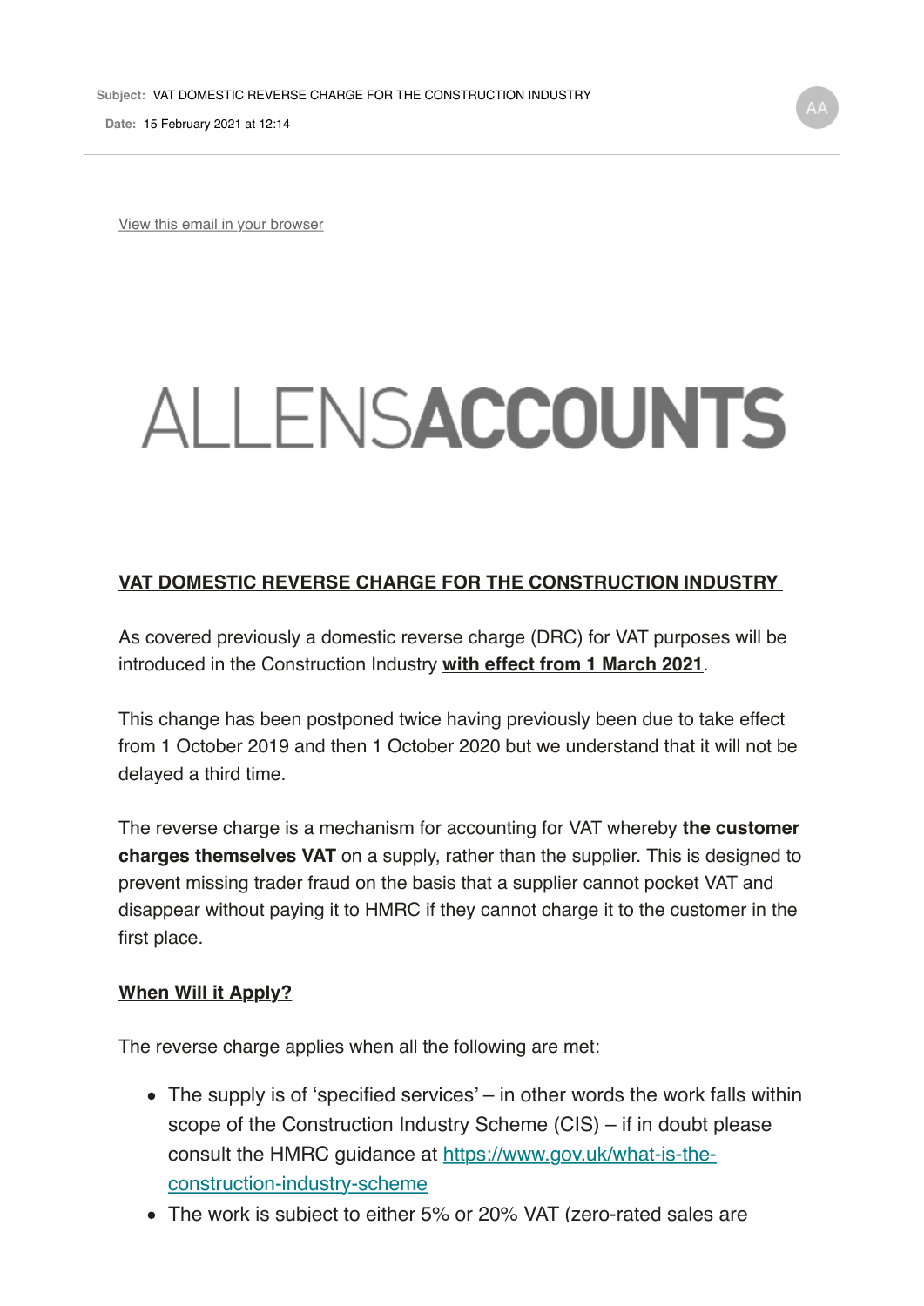**Subject:** VAT DOMESTIC REVERSE CHARGE FOR THE CONSTRUCTION INDUSTRY
**Date:** 15 February 2021 at 12:14

[View this email in your browser]

# ALLENSACCOUNTS

## VAT DOMESTIC REVERSE CHARGE FOR THE CONSTRUCTION INDUSTRY

As covered previously a domestic reverse charge (DRC) for VAT purposes will be introduced in the Construction Industry **with effect from 1 March 2021**.

This change has been postponed twice having previously been due to take effect from 1 October 2019 and then 1 October 2020 but we understand that it will not be delayed a third time.

The reverse charge is a mechanism for accounting for VAT whereby **the customer charges themselves VAT** on a supply, rather than the supplier. This is designed to prevent missing trader fraud on the basis that a supplier cannot pocket VAT and disappear without paying it to HMRC if they cannot charge it to the customer in the first place.

### When Will it Apply?

The reverse charge applies when all the following are met:

- The supply is of 'specified services' – in other words the work falls within scope of the Construction Industry Scheme (CIS) – if in doubt please consult the HMRC guidance at https://www.gov.uk/what-is-the-construction-industry-scheme
- The work is subject to either 5% or 20% VAT (zero-rated sales are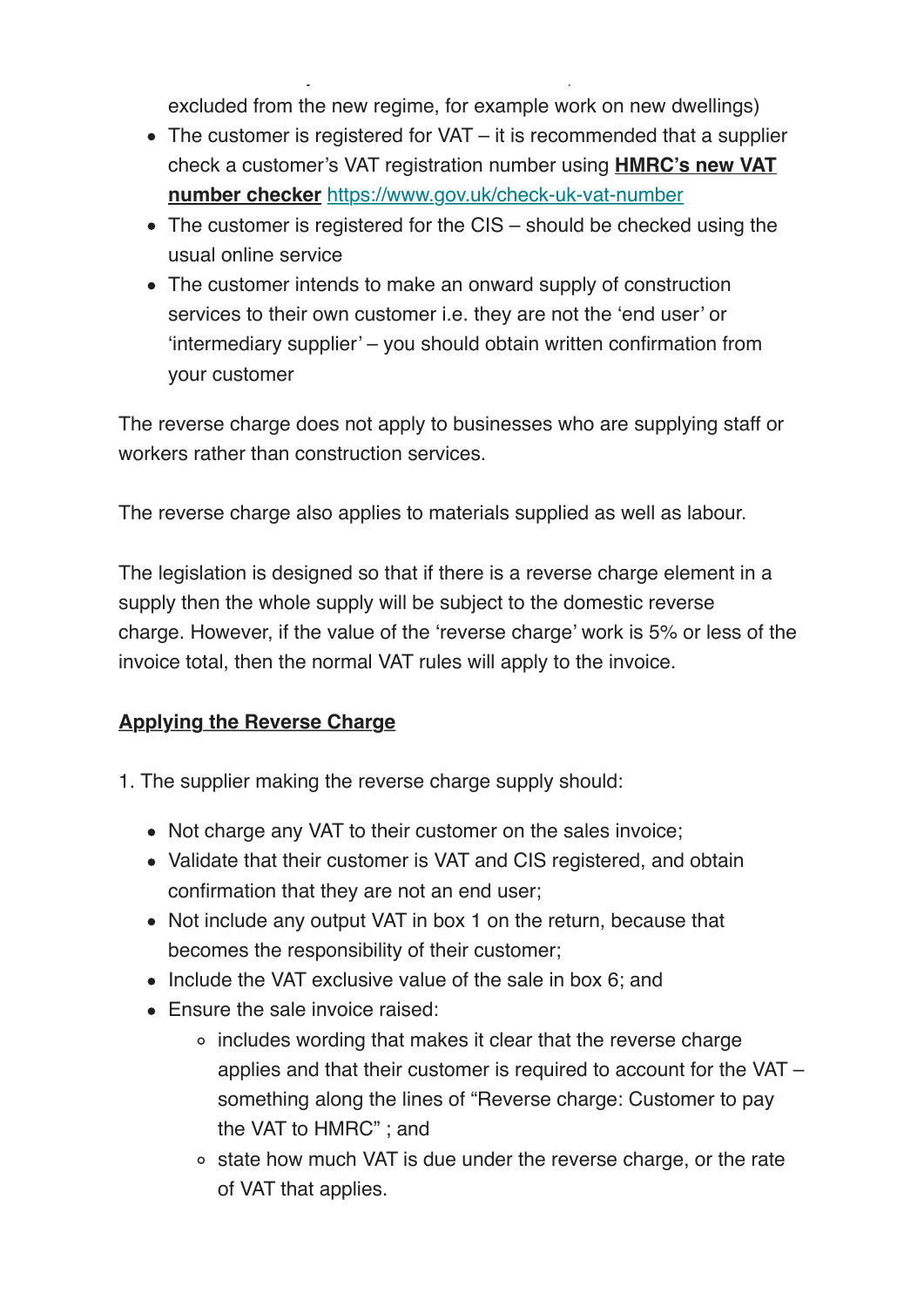excluded from the new regime, for example work on new dwellings)

- The customer is registered for VAT – it is recommended that a supplier check a customer's VAT registration number using **[HMRC's new VAT number checker](https://www.gov.uk/check-uk-vat-number)** https://www.gov.uk/check-uk-vat-number
- The customer is registered for the CIS – should be checked using the usual online service
- The customer intends to make an onward supply of construction services to their own customer i.e. they are not the 'end user' or 'intermediary supplier' – you should obtain written confirmation from your customer

The reverse charge does not apply to businesses who are supplying staff or workers rather than construction services.

The reverse charge also applies to materials supplied as well as labour.

The legislation is designed so that if there is a reverse charge element in a supply then the whole supply will be subject to the domestic reverse charge. However, if the value of the 'reverse charge' work is 5% or less of the invoice total, then the normal VAT rules will apply to the invoice.

**Applying the Reverse Charge**

1. The supplier making the reverse charge supply should:

- Not charge any VAT to their customer on the sales invoice;
- Validate that their customer is VAT and CIS registered, and obtain confirmation that they are not an end user;
- Not include any output VAT in box 1 on the return, because that becomes the responsibility of their customer;
- Include the VAT exclusive value of the sale in box 6; and
- Ensure the sale invoice raised:
  - includes wording that makes it clear that the reverse charge applies and that their customer is required to account for the VAT – something along the lines of "Reverse charge: Customer to pay the VAT to HMRC" ; and
  - state how much VAT is due under the reverse charge, or the rate of VAT that applies.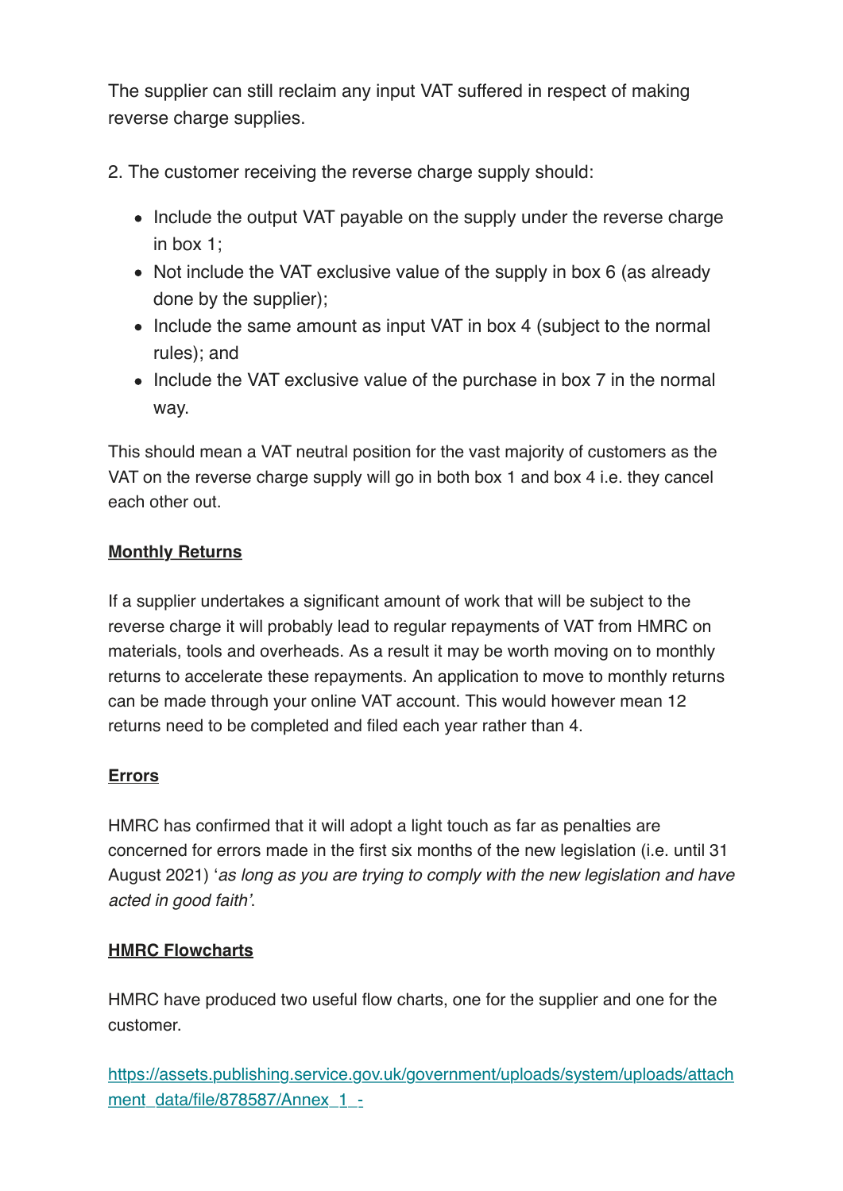The supplier can still reclaim any input VAT suffered in respect of making reverse charge supplies.

2. The customer receiving the reverse charge supply should:

- Include the output VAT payable on the supply under the reverse charge in box 1;
- Not include the VAT exclusive value of the supply in box 6 (as already done by the supplier);
- Include the same amount as input VAT in box 4 (subject to the normal rules); and
- Include the VAT exclusive value of the purchase in box 7 in the normal way.

This should mean a VAT neutral position for the vast majority of customers as the VAT on the reverse charge supply will go in both box 1 and box 4 i.e. they cancel each other out.

**Monthly Returns**

If a supplier undertakes a significant amount of work that will be subject to the reverse charge it will probably lead to regular repayments of VAT from HMRC on materials, tools and overheads. As a result it may be worth moving on to monthly returns to accelerate these repayments. An application to move to monthly returns can be made through your online VAT account. This would however mean 12 returns need to be completed and filed each year rather than 4.

**Errors**

HMRC has confirmed that it will adopt a light touch as far as penalties are concerned for errors made in the first six months of the new legislation (i.e. until 31 August 2021) '*as long as you are trying to comply with the new legislation and have acted in good faith*'.

**HMRC Flowcharts**

HMRC have produced two useful flow charts, one for the supplier and one for the customer.

https://assets.publishing.service.gov.uk/government/uploads/system/uploads/attachment_data/file/878587/Annex_1_-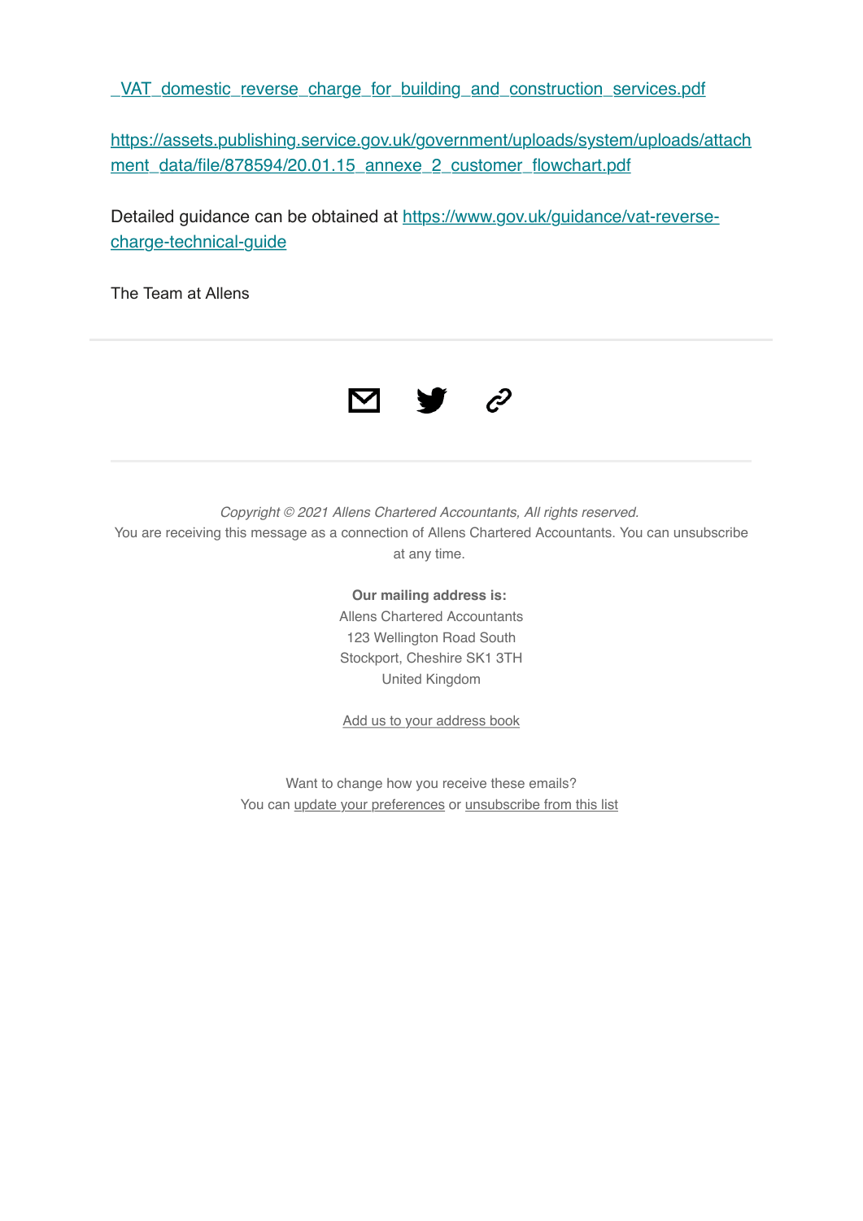_VAT_domestic_reverse_charge_for_building_and_construction_services.pdf

https://assets.publishing.service.gov.uk/government/uploads/system/uploads/attachment_data/file/878594/20.01.15_annexe_2_customer_flowchart.pdf

Detailed guidance can be obtained at https://www.gov.uk/guidance/vat-reverse-charge-technical-guide

The Team at Allens

---

*Copyright © 2021 Allens Chartered Accountants, All rights reserved.*
You are receiving this message as a connection of Allens Chartered Accountants. You can unsubscribe at any time.

**Our mailing address is:**
Allens Chartered Accountants
123 Wellington Road South
Stockport, Cheshire SK1 3TH
United Kingdom

Add us to your address book

Want to change how you receive these emails?
You can update your preferences or unsubscribe from this list